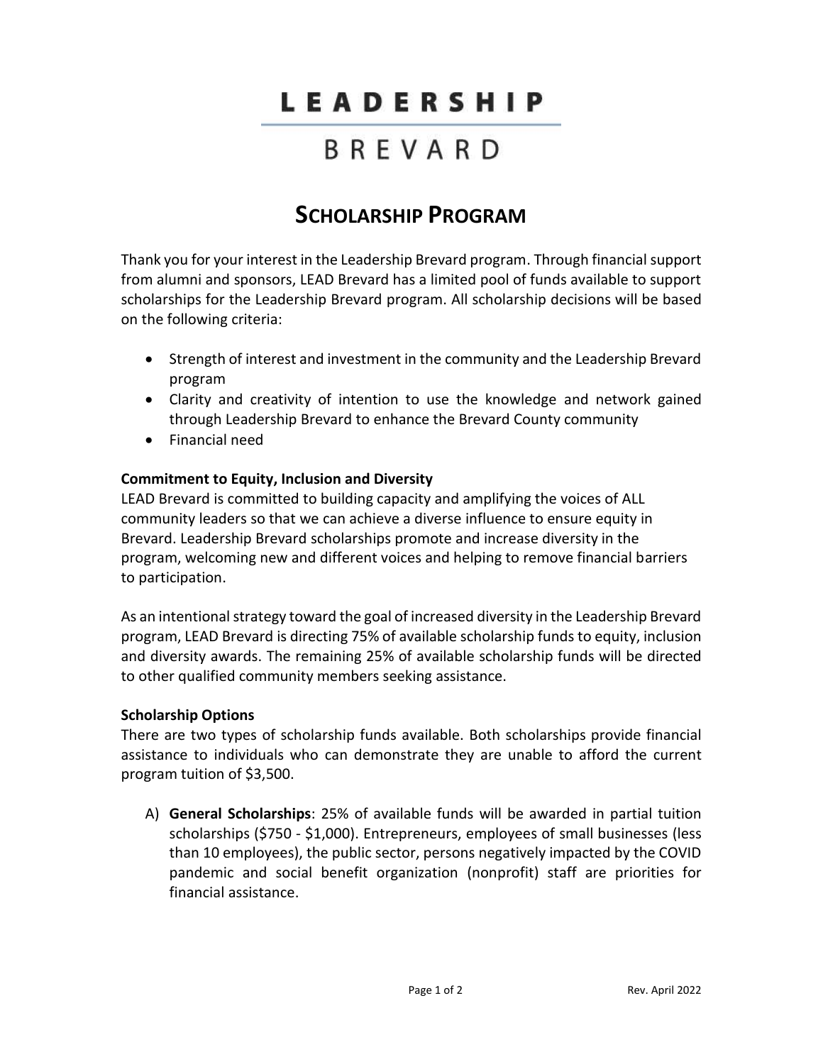# LEADERSHIP BREVARD

## SCHOLARSHIP PROGRAM

Thank you for your interest in the Leadership Brevard program. Through financial support from alumni and sponsors, LEAD Brevard has a limited pool of funds available to support scholarships for the Leadership Brevard program. All scholarship decisions will be based on the following criteria:

- Strength of interest and investment in the community and the Leadership Brevard program
- Clarity and creativity of intention to use the knowledge and network gained through Leadership Brevard to enhance the Brevard County community
- Financial need

**Commitment to Equity, Inclusion and Diversity**

LEAD Brevard is committed to building capacity and amplifying the voices of ALL community leaders so that we can achieve a diverse influence to ensure equity in Brevard. Leadership Brevard scholarships promote and increase diversity in the program, welcoming new and different voices and helping to remove financial barriers to participation.

As an intentional strategy toward the goal of increased diversity in the Leadership Brevard program, LEAD Brevard is directing 75% of available scholarship funds to equity, inclusion and diversity awards. The remaining 25% of available scholarship funds will be directed to other qualified community members seeking assistance.

**Scholarship Options**

There are two types of scholarship funds available. Both scholarships provide financial assistance to individuals who can demonstrate they are unable to afford the current program tuition of $3,500.

A) **General Scholarships**: 25% of available funds will be awarded in partial tuition scholarships ($750 - $1,000). Entrepreneurs, employees of small businesses (less than 10 employees), the public sector, persons negatively impacted by the COVID pandemic and social benefit organization (nonprofit) staff are priorities for financial assistance.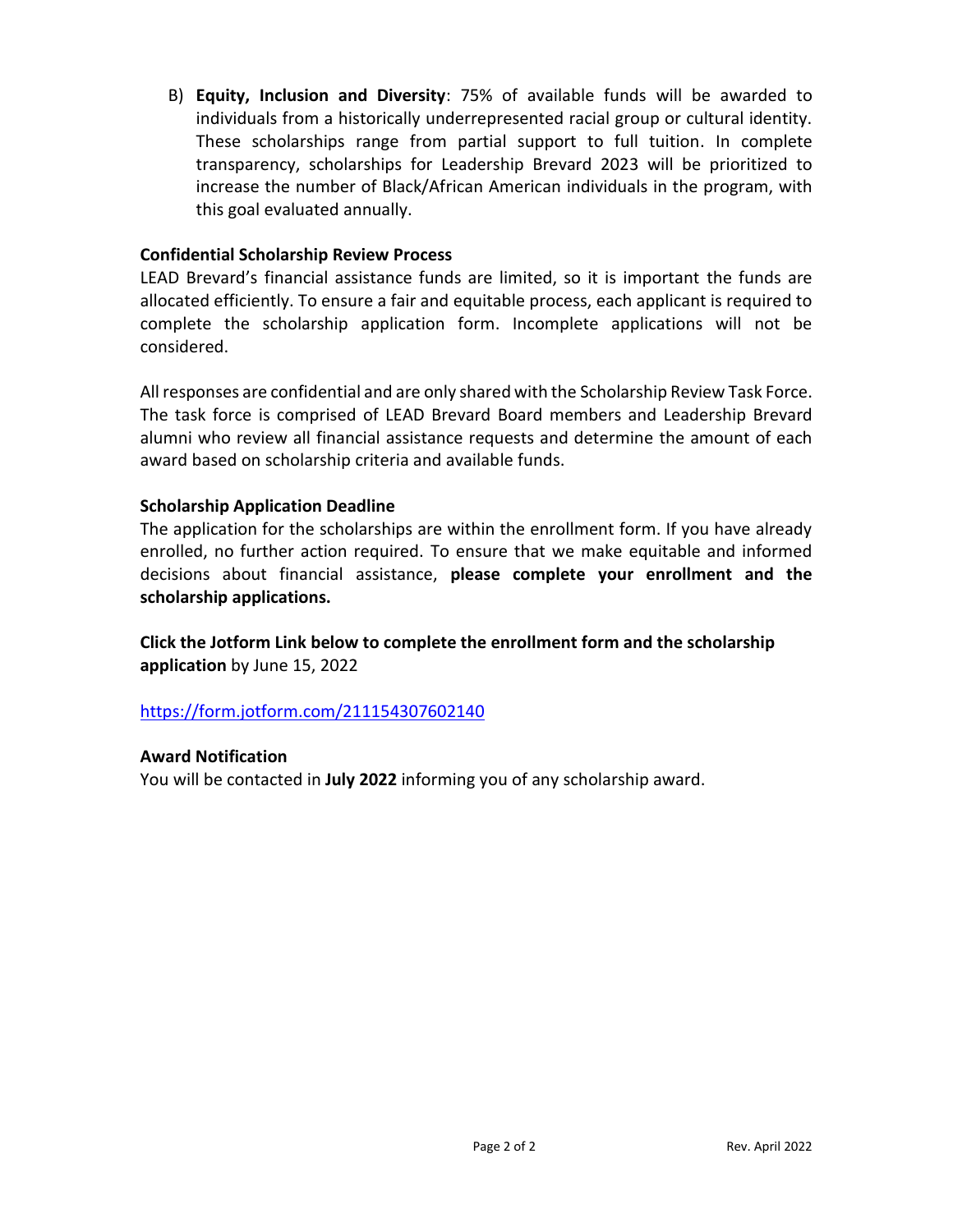B) **Equity, Inclusion and Diversity**: 75% of available funds will be awarded to individuals from a historically underrepresented racial group or cultural identity. These scholarships range from partial support to full tuition. In complete transparency, scholarships for Leadership Brevard 2023 will be prioritized to increase the number of Black/African American individuals in the program, with this goal evaluated annually.

**Confidential Scholarship Review Process**

LEAD Brevard's financial assistance funds are limited, so it is important the funds are allocated efficiently. To ensure a fair and equitable process, each applicant is required to complete the scholarship application form. Incomplete applications will not be considered.

All responses are confidential and are only shared with the Scholarship Review Task Force. The task force is comprised of LEAD Brevard Board members and Leadership Brevard alumni who review all financial assistance requests and determine the amount of each award based on scholarship criteria and available funds.

**Scholarship Application Deadline**

The application for the scholarships are within the enrollment form. If you have already enrolled, no further action required. To ensure that we make equitable and informed decisions about financial assistance, **please complete your enrollment and the scholarship applications.**

**Click the Jotform Link below to complete the enrollment form and the scholarship application** by June 15, 2022

https://form.jotform.com/211154307602140

**Award Notification**

You will be contacted in **July 2022** informing you of any scholarship award.